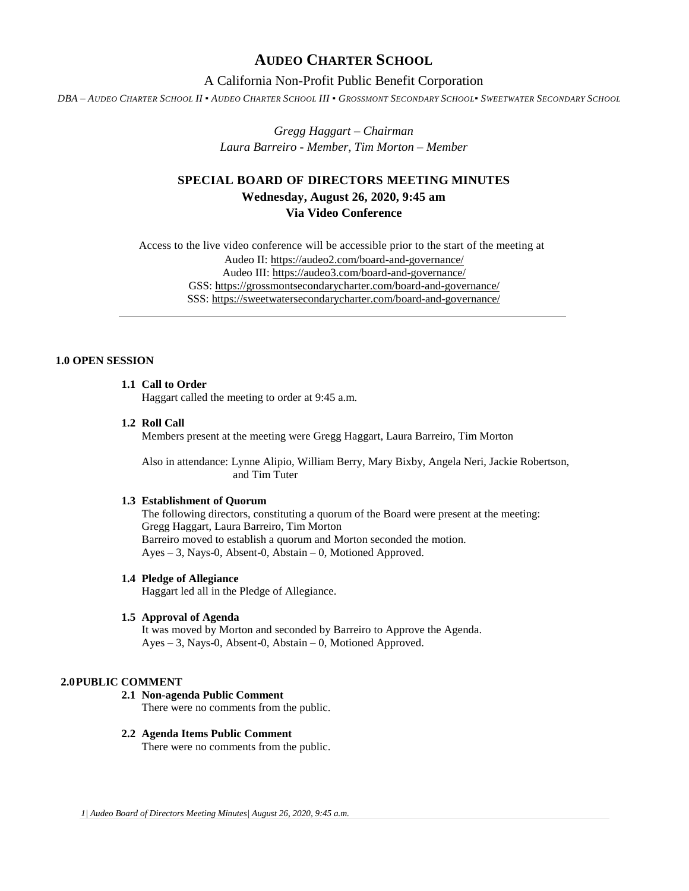# AUDEO CHARTER SCHOOL

A California Non-Profit Public Benefit Corporation

*DBA – AUDEO CHARTER SCHOOL II ▪ AUDEO CHARTER SCHOOL III ▪ GROSSMONT SECONDARY SCHOOL▪ SWEETWATER SECONDARY SCHOOL*

*Gregg Haggart – Chairman*
*Laura Barreiro - Member, Tim Morton – Member*

## SPECIAL BOARD OF DIRECTORS MEETING MINUTES
**Wednesday, August 26, 2020, 9:45 am**
**Via Video Conference**

Access to the live video conference will be accessible prior to the start of the meeting at
Audeo II: https://audeo2.com/board-and-governance/
Audeo III: https://audeo3.com/board-and-governance/
GSS: https://grossmontsecondarycharter.com/board-and-governance/
SSS: https://sweetwatersecondarycharter.com/board-and-governance/

---

### 1.0 OPEN SESSION

**1.1 Call to Order**
Haggart called the meeting to order at 9:45 a.m.

**1.2 Roll Call**
Members present at the meeting were Gregg Haggart, Laura Barreiro, Tim Morton

Also in attendance: Lynne Alipio, William Berry, Mary Bixby, Angela Neri, Jackie Robertson, and Tim Tuter

**1.3 Establishment of Quorum**
The following directors, constituting a quorum of the Board were present at the meeting:
Gregg Haggart, Laura Barreiro, Tim Morton
Barreiro moved to establish a quorum and Morton seconded the motion.
Ayes – 3, Nays-0, Absent-0, Abstain – 0, Motioned Approved.

**1.4 Pledge of Allegiance**
Haggart led all in the Pledge of Allegiance.

**1.5 Approval of Agenda**
It was moved by Morton and seconded by Barreiro to Approve the Agenda.
Ayes – 3, Nays-0, Absent-0, Abstain – 0, Motioned Approved.

### 2.0 PUBLIC COMMENT

**2.1 Non-agenda Public Comment**
There were no comments from the public.

**2.2 Agenda Items Public Comment**
There were no comments from the public.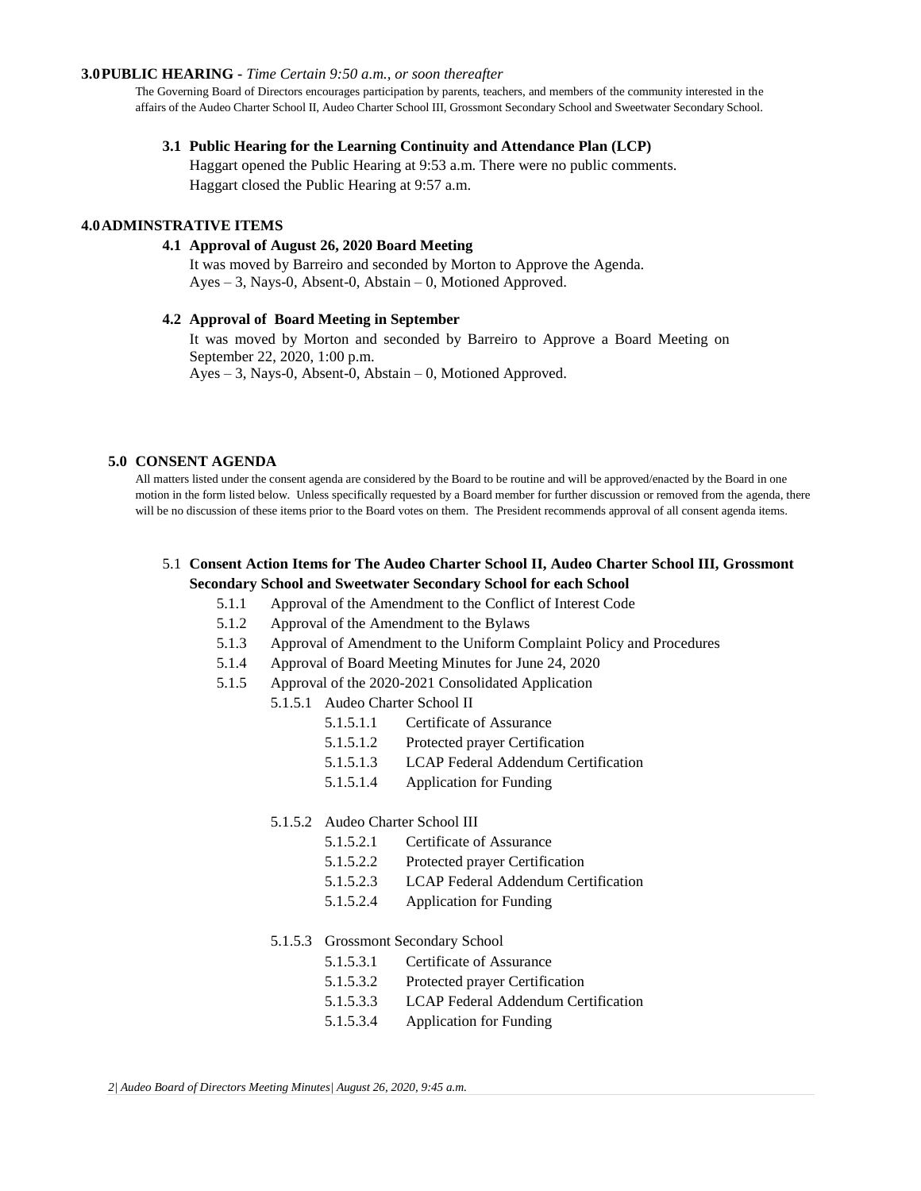## 3.0 PUBLIC HEARING - *Time Certain 9:50 a.m., or soon thereafter*

The Governing Board of Directors encourages participation by parents, teachers, and members of the community interested in the affairs of the Audeo Charter School II, Audeo Charter School III, Grossmont Secondary School and Sweetwater Secondary School.

### 3.1 Public Hearing for the Learning Continuity and Attendance Plan (LCP)

Haggart opened the Public Hearing at 9:53 a.m. There were no public comments.
Haggart closed the Public Hearing at 9:57 a.m.

## 4.0 ADMINSTRATIVE ITEMS

### 4.1 Approval of August 26, 2020 Board Meeting

It was moved by Barreiro and seconded by Morton to Approve the Agenda.
Ayes – 3, Nays-0, Absent-0, Abstain – 0, Motioned Approved.

### 4.2 Approval of Board Meeting in September

It was moved by Morton and seconded by Barreiro to Approve a Board Meeting on September 22, 2020, 1:00 p.m.
Ayes – 3, Nays-0, Absent-0, Abstain – 0, Motioned Approved.

## 5.0 CONSENT AGENDA

All matters listed under the consent agenda are considered by the Board to be routine and will be approved/enacted by the Board in one motion in the form listed below. Unless specifically requested by a Board member for further discussion or removed from the agenda, there will be no discussion of these items prior to the Board votes on them. The President recommends approval of all consent agenda items.

### 5.1 Consent Action Items for The Audeo Charter School II, Audeo Charter School III, Grossmont Secondary School and Sweetwater Secondary School for each School

- 5.1.1 Approval of the Amendment to the Conflict of Interest Code
- 5.1.2 Approval of the Amendment to the Bylaws
- 5.1.3 Approval of Amendment to the Uniform Complaint Policy and Procedures
- 5.1.4 Approval of Board Meeting Minutes for June 24, 2020
- 5.1.5 Approval of the 2020-2021 Consolidated Application
  - 5.1.5.1 Audeo Charter School II
    - 5.1.5.1.1 Certificate of Assurance
    - 5.1.5.1.2 Protected prayer Certification
    - 5.1.5.1.3 LCAP Federal Addendum Certification
    - 5.1.5.1.4 Application for Funding
  - 5.1.5.2 Audeo Charter School III
    - 5.1.5.2.1 Certificate of Assurance
    - 5.1.5.2.2 Protected prayer Certification
    - 5.1.5.2.3 LCAP Federal Addendum Certification
    - 5.1.5.2.4 Application for Funding
  - 5.1.5.3 Grossmont Secondary School
    - 5.1.5.3.1 Certificate of Assurance
    - 5.1.5.3.2 Protected prayer Certification
    - 5.1.5.3.3 LCAP Federal Addendum Certification
    - 5.1.5.3.4 Application for Funding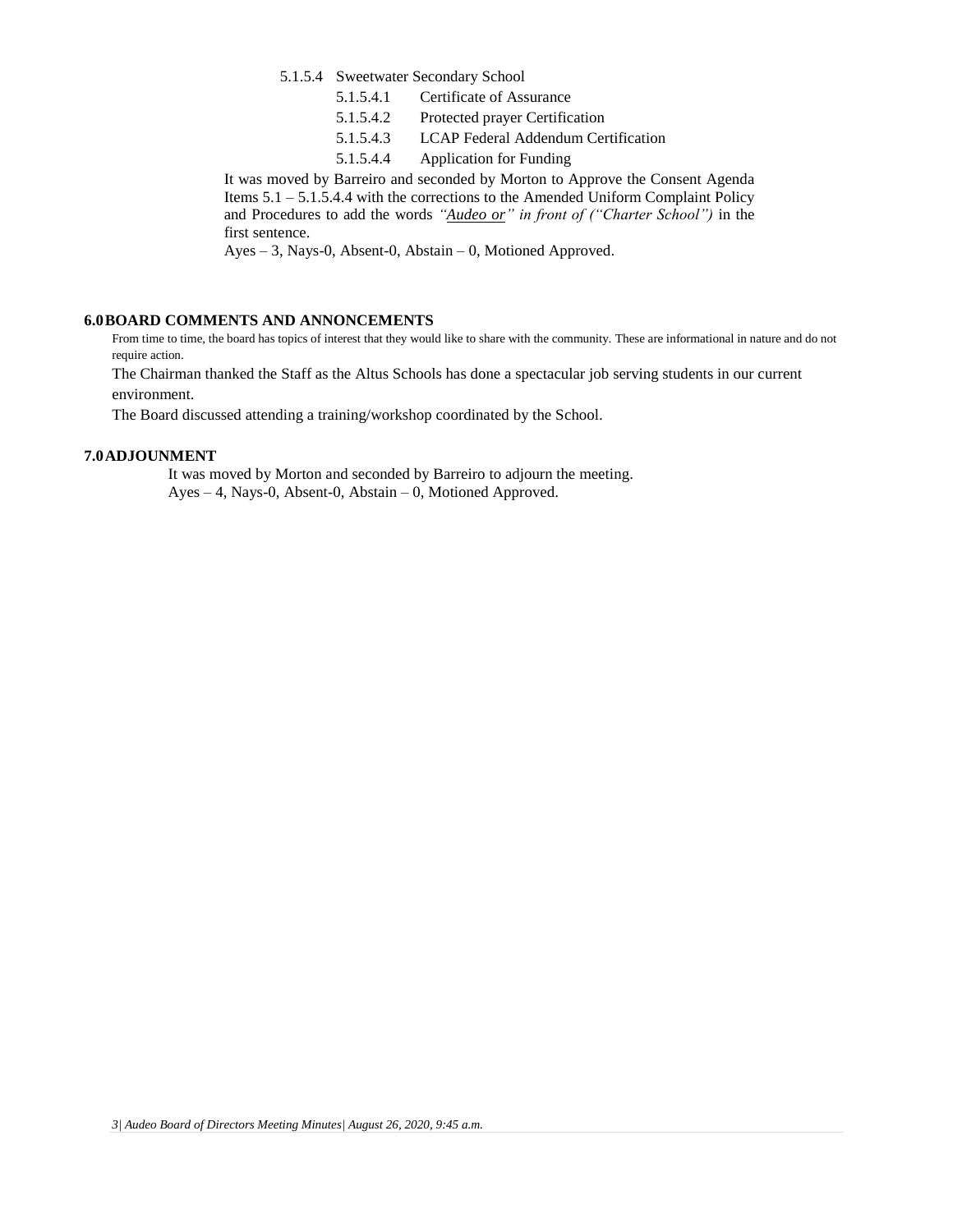5.1.5.4 Sweetwater Secondary School

- 5.1.5.4.1 Certificate of Assurance
- 5.1.5.4.2 Protected prayer Certification
- 5.1.5.4.3 LCAP Federal Addendum Certification
- 5.1.5.4.4 Application for Funding

It was moved by Barreiro and seconded by Morton to Approve the Consent Agenda Items 5.1 – 5.1.5.4.4 with the corrections to the Amended Uniform Complaint Policy and Procedures to add the words *"__Audeo or__" in front of ("Charter School")* in the first sentence.

Ayes – 3, Nays-0, Absent-0, Abstain – 0, Motioned Approved.

## 6.0 BOARD COMMENTS AND ANNONCEMENTS

From time to time, the board has topics of interest that they would like to share with the community. These are informational in nature and do not require action.

The Chairman thanked the Staff as the Altus Schools has done a spectacular job serving students in our current environment.

The Board discussed attending a training/workshop coordinated by the School.

## 7.0 ADJOUNMENT

It was moved by Morton and seconded by Barreiro to adjourn the meeting.

Ayes – 4, Nays-0, Absent-0, Abstain – 0, Motioned Approved.